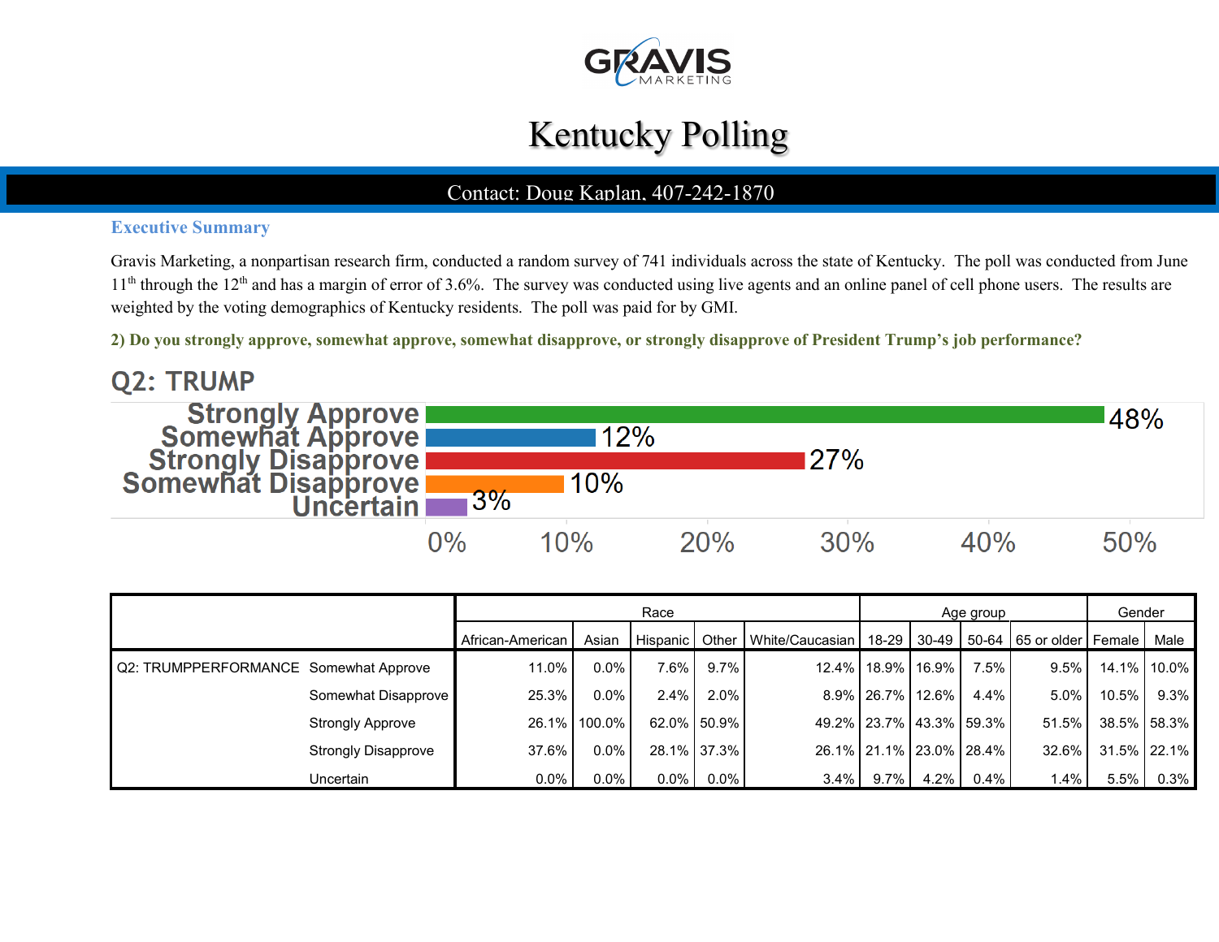GRAVIS MARKETING

# Kentucky Polling

Contact: Doug Kaplan, 407-242-1870

### Executive Summary

Gravis Marketing, a nonpartisan research firm, conducted a random survey of 741 individuals across the state of Kentucky. The poll was conducted from June 11th through the 12th and has a margin of error of 3.6%. The survey was conducted using live agents and an online panel of cell phone users. The results are weighted by the voting demographics of Kentucky residents. The poll was paid for by GMI.

**2) Do you strongly approve, somewhat approve, somewhat disapprove, or strongly disapprove of President Trump's job performance?**

## Q2: TRUMP

| Response | Percent |
|---|---|
| Strongly Approve | 48% |
| Somewhat Approve | 12% |
| Strongly Disapprove | 27% |
| Somewhat Disapprove | 10% |
| Uncertain | 3% |

| | | Race | | | | | Age group | | | | Gender | |
|---|---|---|---|---|---|---|---|---|---|---|---|---|
| | | African-American | Asian | Hispanic | Other | White/Caucasian | 18-29 | 30-49 | 50-64 | 65 or older | Female | Male |
| Q2: TRUMPPERFORMANCE | Somewhat Approve | 11.0% | 0.0% | 7.6% | 9.7% | 12.4% | 18.9% | 16.9% | 7.5% | 9.5% | 14.1% | 10.0% |
| | Somewhat Disapprove | 25.3% | 0.0% | 2.4% | 2.0% | 8.9% | 26.7% | 12.6% | 4.4% | 5.0% | 10.5% | 9.3% |
| | Strongly Approve | 26.1% | 100.0% | 62.0% | 50.9% | 49.2% | 23.7% | 43.3% | 59.3% | 51.5% | 38.5% | 58.3% |
| | Strongly Disapprove | 37.6% | 0.0% | 28.1% | 37.3% | 26.1% | 21.1% | 23.0% | 28.4% | 32.6% | 31.5% | 22.1% |
| | Uncertain | 0.0% | 0.0% | 0.0% | 0.0% | 3.4% | 9.7% | 4.2% | 0.4% | 1.4% | 5.5% | 0.3% |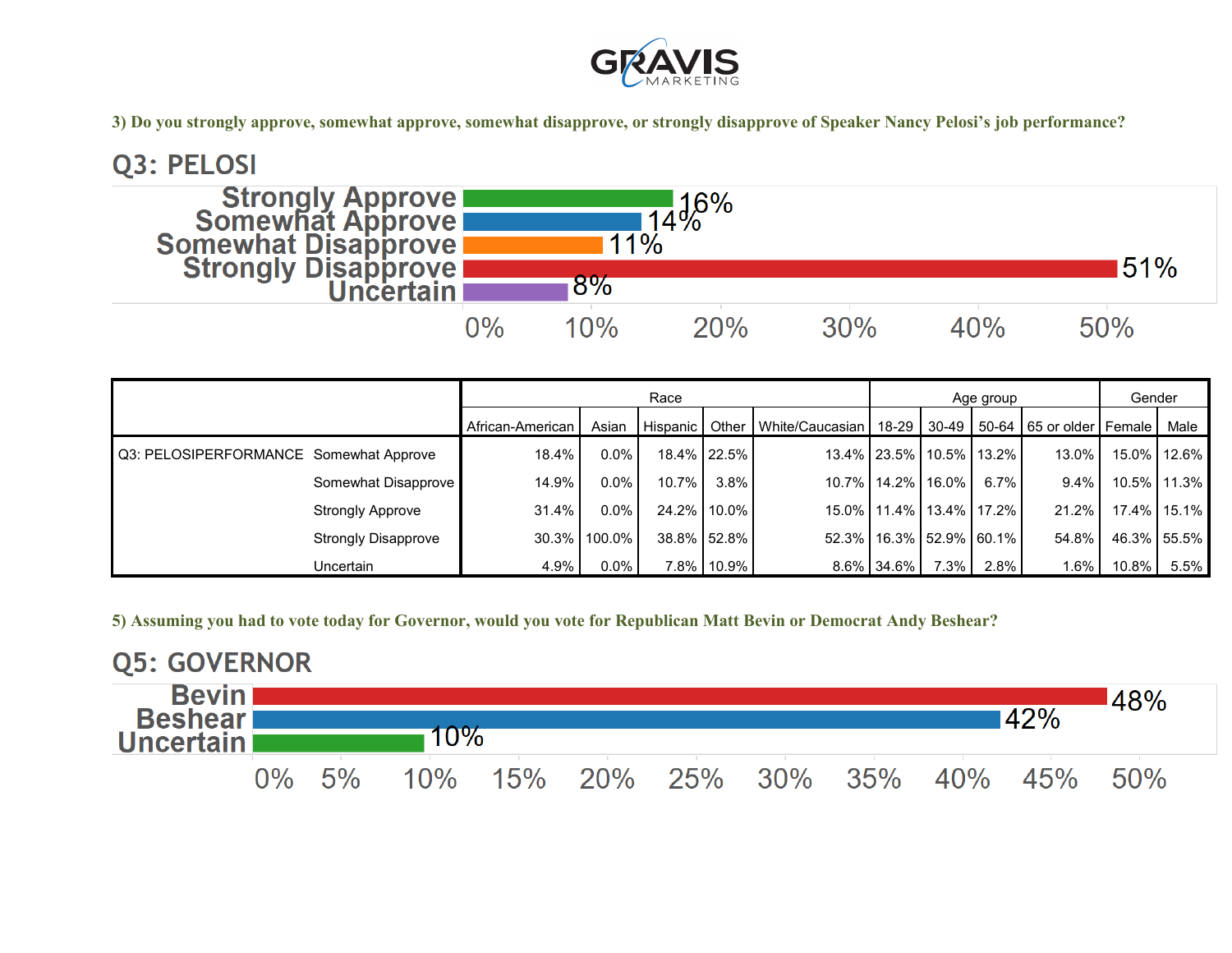3) Do you strongly approve, somewhat approve, somewhat disapprove, or strongly disapprove of Speaker Nancy Pelosi's job performance?

## Q3: PELOSI

| Response | Percent |
|---|---|
| Strongly Approve | 16% |
| Somewhat Approve | 14% |
| Somewhat Disapprove | 11% |
| Strongly Disapprove | 51% |
| Uncertain | 8% |

| | | Race | | | | | Age group | | | | Gender | |
|---|---|---|---|---|---|---|---|---|---|---|---|---|
| | | African-American | Asian | Hispanic | Other | White/Caucasian | 18-29 | 30-49 | 50-64 | 65 or older | Female | Male |
| Q3: PELOSIPERFORMANCE | Somewhat Approve | 18.4% | 0.0% | 18.4% | 22.5% | 13.4% | 23.5% | 10.5% | 13.2% | 13.0% | 15.0% | 12.6% |
| | Somewhat Disapprove | 14.9% | 0.0% | 10.7% | 3.8% | 10.7% | 14.2% | 16.0% | 6.7% | 9.4% | 10.5% | 11.3% |
| | Strongly Approve | 31.4% | 0.0% | 24.2% | 10.0% | 15.0% | 11.4% | 13.4% | 17.2% | 21.2% | 17.4% | 15.1% |
| | Strongly Disapprove | 30.3% | 100.0% | 38.8% | 52.8% | 52.3% | 16.3% | 52.9% | 60.1% | 54.8% | 46.3% | 55.5% |
| | Uncertain | 4.9% | 0.0% | 7.8% | 10.9% | 8.6% | 34.6% | 7.3% | 2.8% | 1.6% | 10.8% | 5.5% |

5) Assuming you had to vote today for Governor, would you vote for Republican Matt Bevin or Democrat Andy Beshear?

## Q5: GOVERNOR

| Response | Percent |
|---|---|
| Bevin | 48% |
| Beshear | 42% |
| Uncertain | 10% |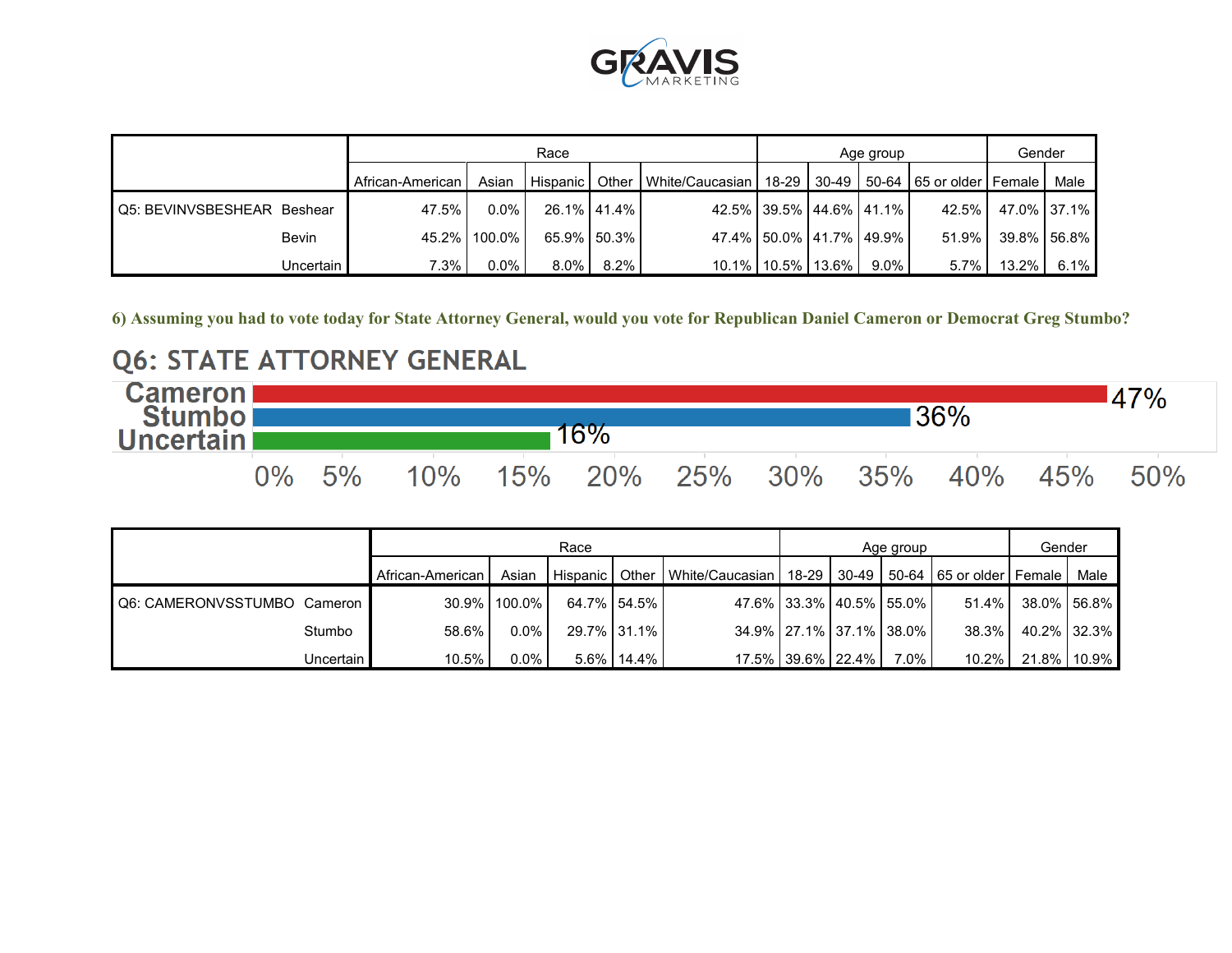| | | Race | | | | | Age group | | | | Gender | |
|---|---|---|---|---|---|---|---|---|---|---|---|---|
| | | African-American | Asian | Hispanic | Other | White/Caucasian | 18-29 | 30-49 | 50-64 | 65 or older | Female | Male |
| Q5: BEVINVSBESHEAR | Beshear | 47.5% | 0.0% | 26.1% | 41.4% | 42.5% | 39.5% | 44.6% | 41.1% | 42.5% | 47.0% | 37.1% |
| | Bevin | 45.2% | 100.0% | 65.9% | 50.3% | 47.4% | 50.0% | 41.7% | 49.9% | 51.9% | 39.8% | 56.8% |
| | Uncertain | 7.3% | 0.0% | 8.0% | 8.2% | 10.1% | 10.5% | 13.6% | 9.0% | 5.7% | 13.2% | 6.1% |

**6) Assuming you had to vote today for State Attorney General, would you vote for Republican Daniel Cameron or Democrat Greg Stumbo?**

## Q6: STATE ATTORNEY GENERAL

| Candidate | % |
|---|---|
| Cameron | 47% |
| Stumbo | 36% |
| Uncertain | 16% |

| | | Race | | | | | Age group | | | | Gender | |
|---|---|---|---|---|---|---|---|---|---|---|---|---|
| | | African-American | Asian | Hispanic | Other | White/Caucasian | 18-29 | 30-49 | 50-64 | 65 or older | Female | Male |
| Q6: CAMERONVSSTUMBO | Cameron | 30.9% | 100.0% | 64.7% | 54.5% | 47.6% | 33.3% | 40.5% | 55.0% | 51.4% | 38.0% | 56.8% |
| | Stumbo | 58.6% | 0.0% | 29.7% | 31.1% | 34.9% | 27.1% | 37.1% | 38.0% | 38.3% | 40.2% | 32.3% |
| | Uncertain | 10.5% | 0.0% | 5.6% | 14.4% | 17.5% | 39.6% | 22.4% | 7.0% | 10.2% | 21.8% | 10.9% |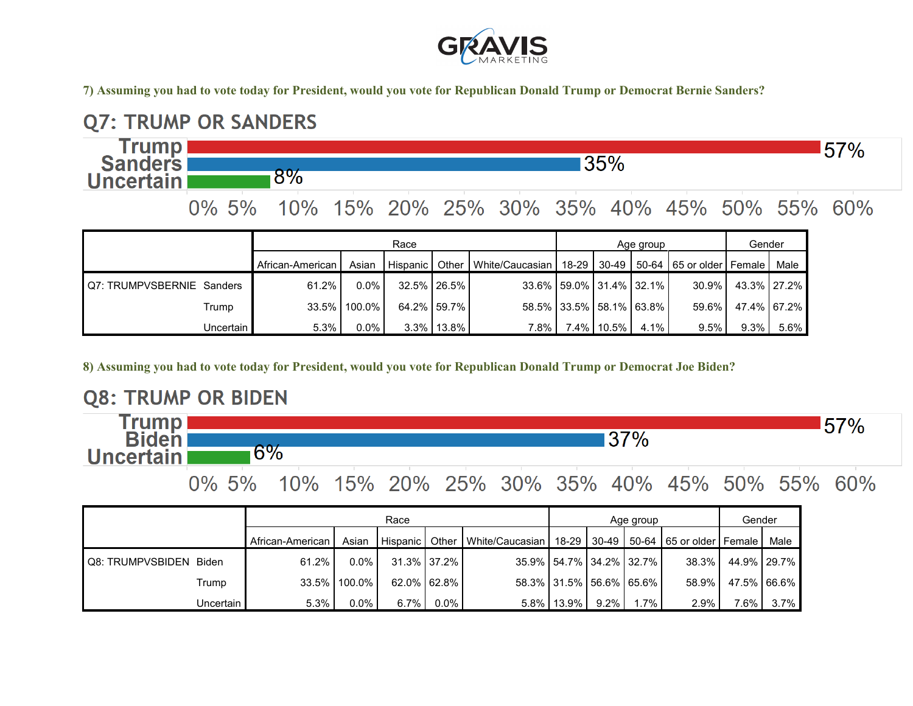**7) Assuming you had to vote today for President, would you vote for Republican Donald Trump or Democrat Bernie Sanders?**

## Q7: TRUMP OR SANDERS

| | |
|---|---|
| Trump | 57% |
| Sanders | 35% |
| Uncertain | 8% |

| | | Race | | | | | Age group | | | | Gender | |
|---|---|---|---|---|---|---|---|---|---|---|---|---|
| | | African-American | Asian | Hispanic | Other | White/Caucasian | 18-29 | 30-49 | 50-64 | 65 or older | Female | Male |
| Q7: TRUMPVSBERNIE | Sanders | 61.2% | 0.0% | 32.5% | 26.5% | 33.6% | 59.0% | 31.4% | 32.1% | 30.9% | 43.3% | 27.2% |
| | Trump | 33.5% | 100.0% | 64.2% | 59.7% | 58.5% | 33.5% | 58.1% | 63.8% | 59.6% | 47.4% | 67.2% |
| | Uncertain | 5.3% | 0.0% | 3.3% | 13.8% | 7.8% | 7.4% | 10.5% | 4.1% | 9.5% | 9.3% | 5.6% |

**8) Assuming you had to vote today for President, would you vote for Republican Donald Trump or Democrat Joe Biden?**

## Q8: TRUMP OR BIDEN

| | |
|---|---|
| Trump | 57% |
| Biden | 37% |
| Uncertain | 6% |

| | | Race | | | | | Age group | | | | Gender | |
|---|---|---|---|---|---|---|---|---|---|---|---|---|
| | | African-American | Asian | Hispanic | Other | White/Caucasian | 18-29 | 30-49 | 50-64 | 65 or older | Female | Male |
| Q8: TRUMPVSBIDEN | Biden | 61.2% | 0.0% | 31.3% | 37.2% | 35.9% | 54.7% | 34.2% | 32.7% | 38.3% | 44.9% | 29.7% |
| | Trump | 33.5% | 100.0% | 62.0% | 62.8% | 58.3% | 31.5% | 56.6% | 65.6% | 58.9% | 47.5% | 66.6% |
| | Uncertain | 5.3% | 0.0% | 6.7% | 0.0% | 5.8% | 13.9% | 9.2% | 1.7% | 2.9% | 7.6% | 3.7% |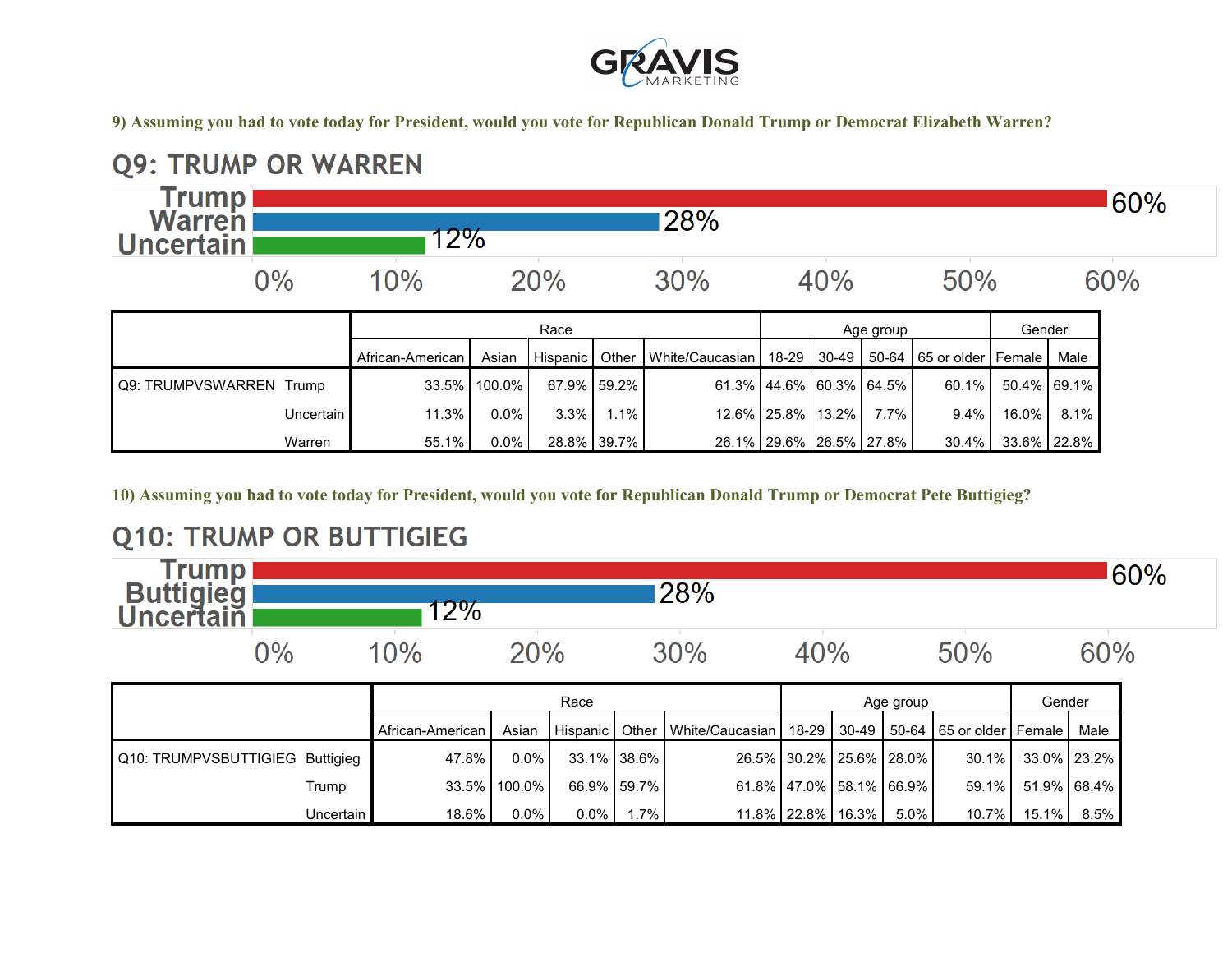**9) Assuming you had to vote today for President, would you vote for Republican Donald Trump or Democrat Elizabeth Warren?**

## Q9: TRUMP OR WARREN

| | |
|---|---|
| Trump | 60% |
| Warren | 28% |
| Uncertain | 12% |

| | | Race | | | | | Age group | | | | Gender | |
|---|---|---|---|---|---|---|---|---|---|---|---|---|
| | | African-American | Asian | Hispanic | Other | White/Caucasian | 18-29 | 30-49 | 50-64 | 65 or older | Female | Male |
| Q9: TRUMPVSWARREN | Trump | 33.5% | 100.0% | 67.9% | 59.2% | 61.3% | 44.6% | 60.3% | 64.5% | 60.1% | 50.4% | 69.1% |
| | Uncertain | 11.3% | 0.0% | 3.3% | 1.1% | 12.6% | 25.8% | 13.2% | 7.7% | 9.4% | 16.0% | 8.1% |
| | Warren | 55.1% | 0.0% | 28.8% | 39.7% | 26.1% | 29.6% | 26.5% | 27.8% | 30.4% | 33.6% | 22.8% |

**10) Assuming you had to vote today for President, would you vote for Republican Donald Trump or Democrat Pete Buttigieg?**

## Q10: TRUMP OR BUTTIGIEG

| | |
|---|---|
| Trump | 60% |
| Buttigieg | 28% |
| Uncertain | 12% |

| | | Race | | | | | Age group | | | | Gender | |
|---|---|---|---|---|---|---|---|---|---|---|---|---|
| | | African-American | Asian | Hispanic | Other | White/Caucasian | 18-29 | 30-49 | 50-64 | 65 or older | Female | Male |
| Q10: TRUMPVSBUTTIGIEG | Buttigieg | 47.8% | 0.0% | 33.1% | 38.6% | 26.5% | 30.2% | 25.6% | 28.0% | 30.1% | 33.0% | 23.2% |
| | Trump | 33.5% | 100.0% | 66.9% | 59.7% | 61.8% | 47.0% | 58.1% | 66.9% | 59.1% | 51.9% | 68.4% |
| | Uncertain | 18.6% | 0.0% | 0.0% | 1.7% | 11.8% | 22.8% | 16.3% | 5.0% | 10.7% | 15.1% | 8.5% |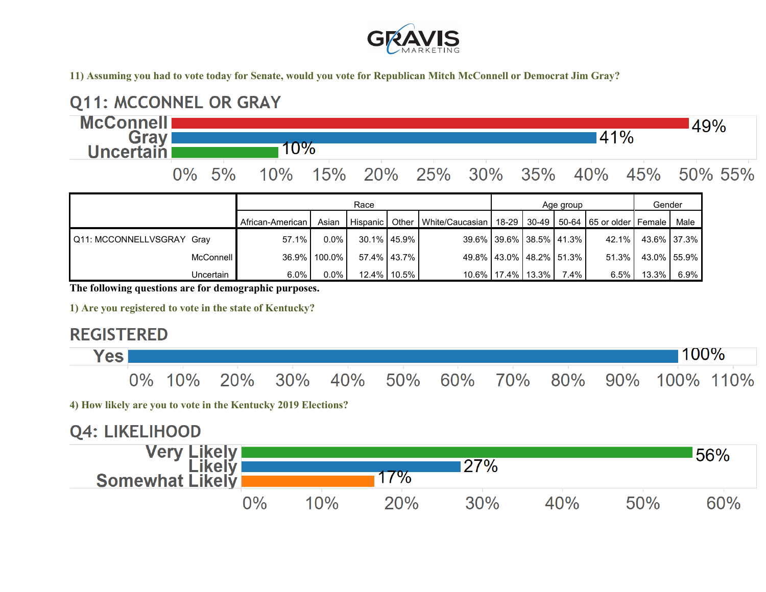**11) Assuming you had to vote today for Senate, would you vote for Republican Mitch McConnell or Democrat Jim Gray?**

## Q11: MCCONNEL OR GRAY

| Response | Percent |
|---|---|
| McConnell | 49% |
| Gray | 41% |
| Uncertain | 10% |

| | | Race | | | | | Age group | | | | Gender | |
|---|---|---|---|---|---|---|---|---|---|---|---|---|
| | | African-American | Asian | Hispanic | Other | White/Caucasian | 18-29 | 30-49 | 50-64 | 65 or older | Female | Male |
| Q11: MCCONNELLVSGRAY | Gray | 57.1% | 0.0% | 30.1% | 45.9% | 39.6% | 39.6% | 38.5% | 41.3% | 42.1% | 43.6% | 37.3% |
| | McConnell | 36.9% | 100.0% | 57.4% | 43.7% | 49.8% | 43.0% | 48.2% | 51.3% | 51.3% | 43.0% | 55.9% |
| | Uncertain | 6.0% | 0.0% | 12.4% | 10.5% | 10.6% | 17.4% | 13.3% | 7.4% | 6.5% | 13.3% | 6.9% |

**The following questions are for demographic purposes.**

**1) Are you registered to vote in the state of Kentucky?**

## REGISTERED

| Response | Percent |
|---|---|
| Yes | 100% |

**4) How likely are you to vote in the Kentucky 2019 Elections?**

## Q4: LIKELIHOOD

| Response | Percent |
|---|---|
| Very Likely | 56% |
| Likely | 27% |
| Somewhat Likely | 17% |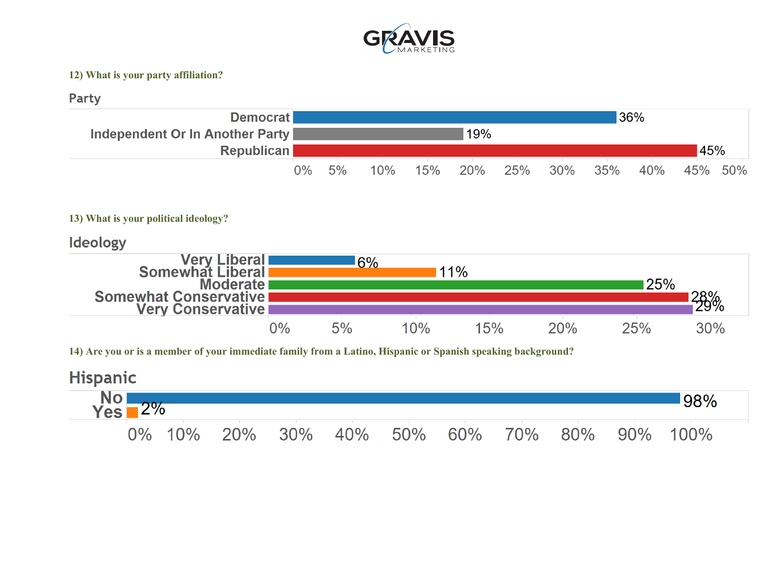**12) What is your party affiliation?**

Party

| Party | Percent |
|---|---|
| Democrat | 36% |
| Independent Or In Another Party | 19% |
| Republican | 45% |

**13) What is your political ideology?**

Ideology

| Ideology | Percent |
|---|---|
| Very Liberal | 6% |
| Somewhat Liberal | 11% |
| Moderate | 25% |
| Somewhat Conservative | 28% |
| Very Conservative | 29% |

**14) Are you or is a member of your immediate family from a Latino, Hispanic or Spanish speaking background?**

Hispanic

| Hispanic | Percent |
|---|---|
| No | 98% |
| Yes | 2% |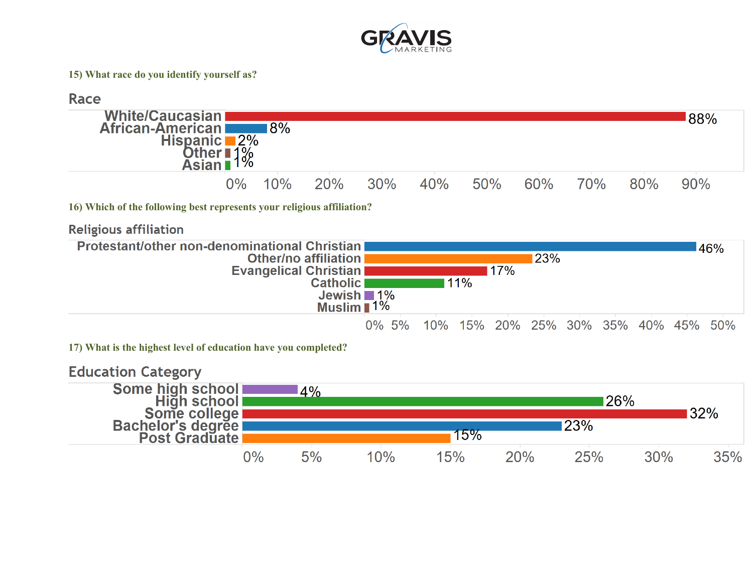**15) What race do you identify yourself as?**

### Race

| Race | Percent |
|---|---|
| White/Caucasian | 88% |
| African-American | 8% |
| Hispanic | 2% |
| Other | 1% |
| Asian | 1% |

**16) Which of the following best represents your religious affiliation?**

### Religious affiliation

| Religious affiliation | Percent |
|---|---|
| Protestant/other non-denominational Christian | 46% |
| Other/no affiliation | 23% |
| Evangelical Christian | 17% |
| Catholic | 11% |
| Jewish | 1% |
| Muslim | 1% |

**17) What is the highest level of education have you completed?**

### Education Category

| Education Category | Percent |
|---|---|
| Some high school | 4% |
| High school | 26% |
| Some college | 32% |
| Bachelor's degree | 23% |
| Post Graduate | 15% |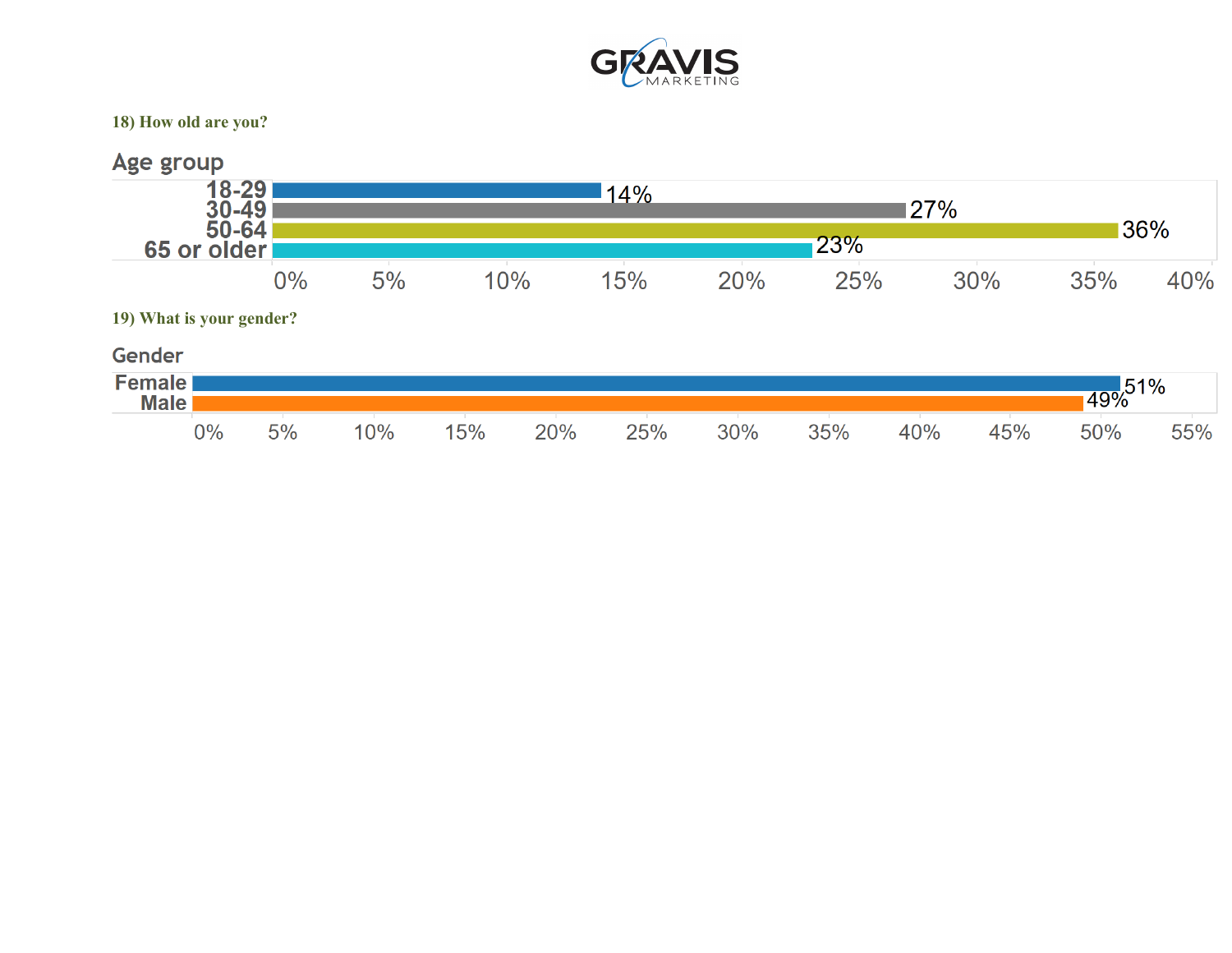GRAVIS MARKETING

**18) How old are you?**

Age group

18-29
30-49
50-64
65 or older

14%
27%
36%
23%

0% 5% 10% 15% 20% 25% 30% 35% 40%

**19) What is your gender?**

Gender

Female
Male

51%
49%

0% 5% 10% 15% 20% 25% 30% 35% 40% 45% 50% 55%